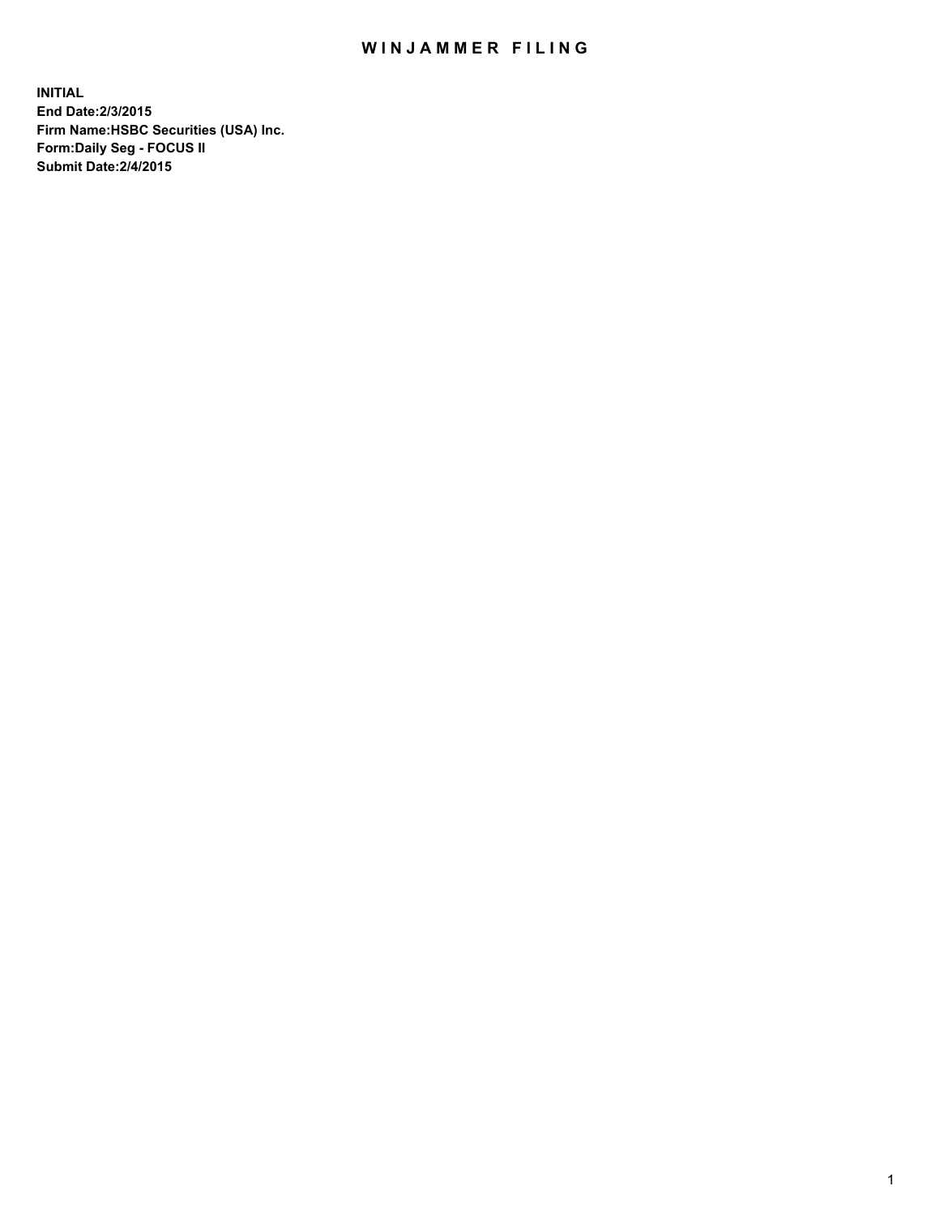# WINJAMMER FILING

**INITIAL**
**End Date:2/3/2015**
**Firm Name:HSBC Securities (USA) Inc.**
**Form:Daily Seg - FOCUS II**
**Submit Date:2/4/2015**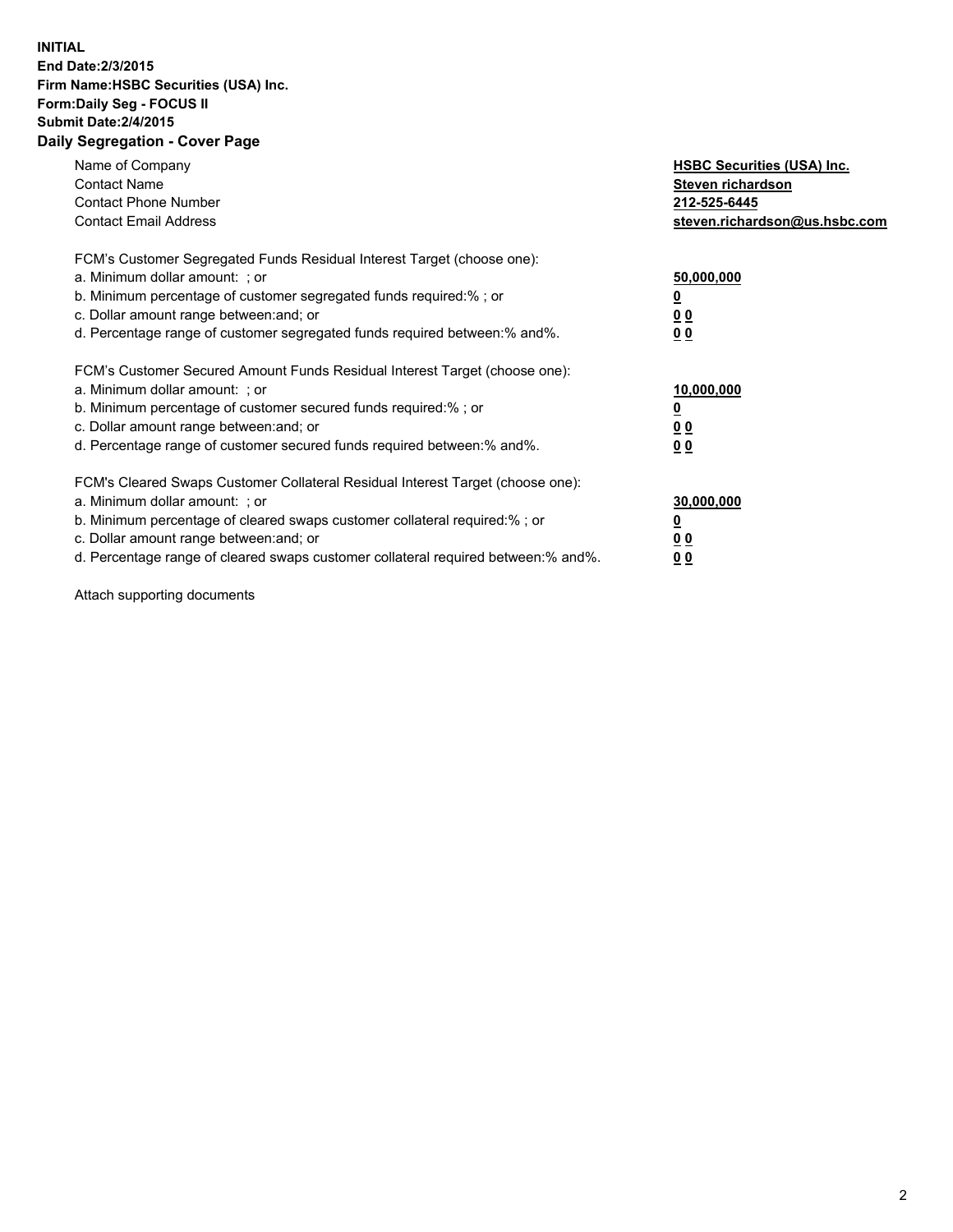**INITIAL**
**End Date:2/3/2015**
**Firm Name:HSBC Securities (USA) Inc.**
**Form:Daily Seg - FOCUS II**
**Submit Date:2/4/2015**

## Daily Segregation - Cover Page

| | |
|---|---|
| Name of Company | **HSBC Securities (USA) Inc.** |
| Contact Name | **Steven richardson** |
| Contact Phone Number | **212-525-6445** |
| Contact Email Address | **steven.richardson@us.hsbc.com** |

| | |
|---|---|
| FCM's Customer Segregated Funds Residual Interest Target (choose one): | |
| a. Minimum dollar amount: ; or | **50,000,000** |
| b. Minimum percentage of customer segregated funds required:% ; or | **0** |
| c. Dollar amount range between:and; or | **0 0** |
| d. Percentage range of customer segregated funds required between:% and%. | **0 0** |

| | |
|---|---|
| FCM's Customer Secured Amount Funds Residual Interest Target (choose one): | |
| a. Minimum dollar amount: ; or | **10,000,000** |
| b. Minimum percentage of customer secured funds required:% ; or | **0** |
| c. Dollar amount range between:and; or | **0 0** |
| d. Percentage range of customer secured funds required between:% and%. | **0 0** |

| | |
|---|---|
| FCM's Cleared Swaps Customer Collateral Residual Interest Target (choose one): | |
| a. Minimum dollar amount: ; or | **30,000,000** |
| b. Minimum percentage of cleared swaps customer collateral required:% ; or | **0** |
| c. Dollar amount range between:and; or | **0 0** |
| d. Percentage range of cleared swaps customer collateral required between:% and%. | **0 0** |

Attach supporting documents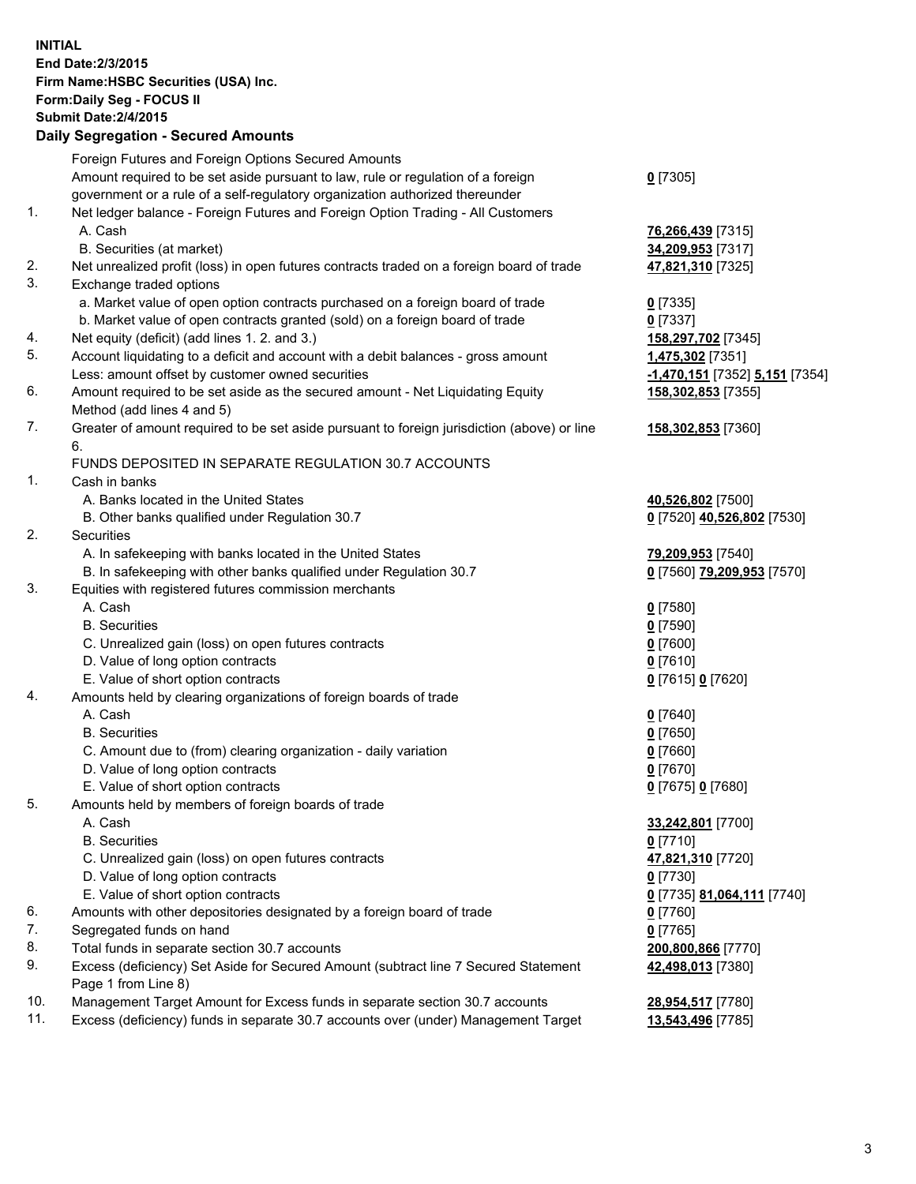**INITIAL**
**End Date:2/3/2015**
**Firm Name:HSBC Securities (USA) Inc.**
**Form:Daily Seg - FOCUS II**
**Submit Date:2/4/2015**

## Daily Segregation - Secured Amounts

| | | |
|---|---|---|
| | Foreign Futures and Foreign Options Secured Amounts | |
| | Amount required to be set aside pursuant to law, rule or regulation of a foreign government or a rule of a self-regulatory organization authorized thereunder | **0** [7305] |
| 1. | Net ledger balance - Foreign Futures and Foreign Option Trading - All Customers | |
| | A. Cash | **76,266,439** [7315] |
| | B. Securities (at market) | **34,209,953** [7317] |
| 2. | Net unrealized profit (loss) in open futures contracts traded on a foreign board of trade | **47,821,310** [7325] |
| 3. | Exchange traded options | |
| | a. Market value of open option contracts purchased on a foreign board of trade | **0** [7335] |
| | b. Market value of open contracts granted (sold) on a foreign board of trade | **0** [7337] |
| 4. | Net equity (deficit) (add lines 1. 2. and 3.) | **158,297,702** [7345] |
| 5. | Account liquidating to a deficit and account with a debit balances - gross amount | **1,475,302** [7351] |
| | Less: amount offset by customer owned securities | **-1,470,151** [7352] **5,151** [7354] |
| 6. | Amount required to be set aside as the secured amount - Net Liquidating Equity Method (add lines 4 and 5) | **158,302,853** [7355] |
| 7. | Greater of amount required to be set aside pursuant to foreign jurisdiction (above) or line 6. | **158,302,853** [7360] |
| | FUNDS DEPOSITED IN SEPARATE REGULATION 30.7 ACCOUNTS | |
| 1. | Cash in banks | |
| | A. Banks located in the United States | **40,526,802** [7500] |
| | B. Other banks qualified under Regulation 30.7 | **0** [7520] **40,526,802** [7530] |
| 2. | Securities | |
| | A. In safekeeping with banks located in the United States | **79,209,953** [7540] |
| | B. In safekeeping with other banks qualified under Regulation 30.7 | **0** [7560] **79,209,953** [7570] |
| 3. | Equities with registered futures commission merchants | |
| | A. Cash | **0** [7580] |
| | B. Securities | **0** [7590] |
| | C. Unrealized gain (loss) on open futures contracts | **0** [7600] |
| | D. Value of long option contracts | **0** [7610] |
| | E. Value of short option contracts | **0** [7615] **0** [7620] |
| 4. | Amounts held by clearing organizations of foreign boards of trade | |
| | A. Cash | **0** [7640] |
| | B. Securities | **0** [7650] |
| | C. Amount due to (from) clearing organization - daily variation | **0** [7660] |
| | D. Value of long option contracts | **0** [7670] |
| | E. Value of short option contracts | **0** [7675] **0** [7680] |
| 5. | Amounts held by members of foreign boards of trade | |
| | A. Cash | **33,242,801** [7700] |
| | B. Securities | **0** [7710] |
| | C. Unrealized gain (loss) on open futures contracts | **47,821,310** [7720] |
| | D. Value of long option contracts | **0** [7730] |
| | E. Value of short option contracts | **0** [7735] **81,064,111** [7740] |
| 6. | Amounts with other depositories designated by a foreign board of trade | **0** [7760] |
| 7. | Segregated funds on hand | **0** [7765] |
| 8. | Total funds in separate section 30.7 accounts | **200,800,866** [7770] |
| 9. | Excess (deficiency) Set Aside for Secured Amount (subtract line 7 Secured Statement Page 1 from Line 8) | **42,498,013** [7380] |
| 10. | Management Target Amount for Excess funds in separate section 30.7 accounts | **28,954,517** [7780] |
| 11. | Excess (deficiency) funds in separate 30.7 accounts over (under) Management Target | **13,543,496** [7785] |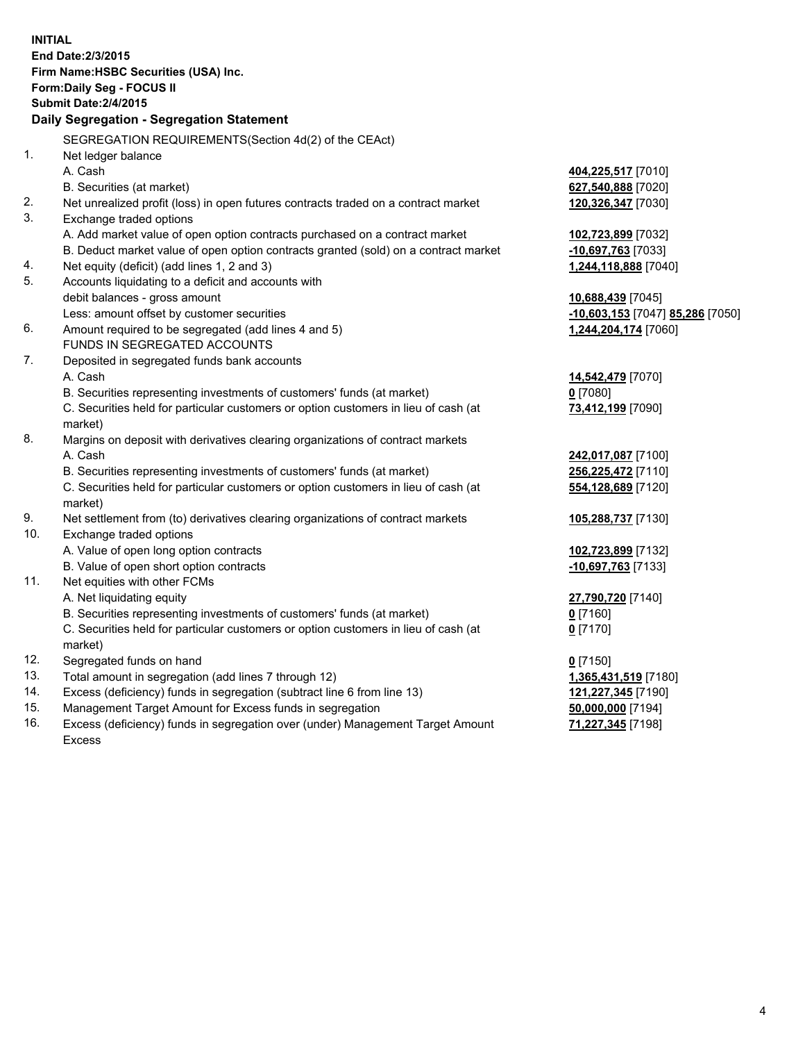**INITIAL**
**End Date:2/3/2015**
**Firm Name:HSBC Securities (USA) Inc.**
**Form:Daily Seg - FOCUS II**
**Submit Date:2/4/2015**

## Daily Segregation - Segregation Statement

SEGREGATION REQUIREMENTS(Section 4d(2) of the CEAct)

| | | |
|---|---|---|
| 1. | Net ledger balance | |
| | A. Cash | **404,225,517** [7010] |
| | B. Securities (at market) | **627,540,888** [7020] |
| 2. | Net unrealized profit (loss) in open futures contracts traded on a contract market | **120,326,347** [7030] |
| 3. | Exchange traded options | |
| | A. Add market value of open option contracts purchased on a contract market | **102,723,899** [7032] |
| | B. Deduct market value of open option contracts granted (sold) on a contract market | **-10,697,763** [7033] |
| 4. | Net equity (deficit) (add lines 1, 2 and 3) | **1,244,118,888** [7040] |
| 5. | Accounts liquidating to a deficit and accounts with debit balances - gross amount | **10,688,439** [7045] |
| | Less: amount offset by customer securities | **-10,603,153** [7047] **85,286** [7050] |
| 6. | Amount required to be segregated (add lines 4 and 5) | **1,244,204,174** [7060] |
| | FUNDS IN SEGREGATED ACCOUNTS | |
| 7. | Deposited in segregated funds bank accounts | |
| | A. Cash | **14,542,479** [7070] |
| | B. Securities representing investments of customers' funds (at market) | **0** [7080] |
| | C. Securities held for particular customers or option customers in lieu of cash (at market) | **73,412,199** [7090] |
| 8. | Margins on deposit with derivatives clearing organizations of contract markets | |
| | A. Cash | **242,017,087** [7100] |
| | B. Securities representing investments of customers' funds (at market) | **256,225,472** [7110] |
| | C. Securities held for particular customers or option customers in lieu of cash (at market) | **554,128,689** [7120] |
| 9. | Net settlement from (to) derivatives clearing organizations of contract markets | **105,288,737** [7130] |
| 10. | Exchange traded options | |
| | A. Value of open long option contracts | **102,723,899** [7132] |
| | B. Value of open short option contracts | **-10,697,763** [7133] |
| 11. | Net equities with other FCMs | |
| | A. Net liquidating equity | **27,790,720** [7140] |
| | B. Securities representing investments of customers' funds (at market) | **0** [7160] |
| | C. Securities held for particular customers or option customers in lieu of cash (at market) | **0** [7170] |
| 12. | Segregated funds on hand | **0** [7150] |
| 13. | Total amount in segregation (add lines 7 through 12) | **1,365,431,519** [7180] |
| 14. | Excess (deficiency) funds in segregation (subtract line 6 from line 13) | **121,227,345** [7190] |
| 15. | Management Target Amount for Excess funds in segregation | **50,000,000** [7194] |
| 16. | Excess (deficiency) funds in segregation over (under) Management Target Amount Excess | **71,227,345** [7198] |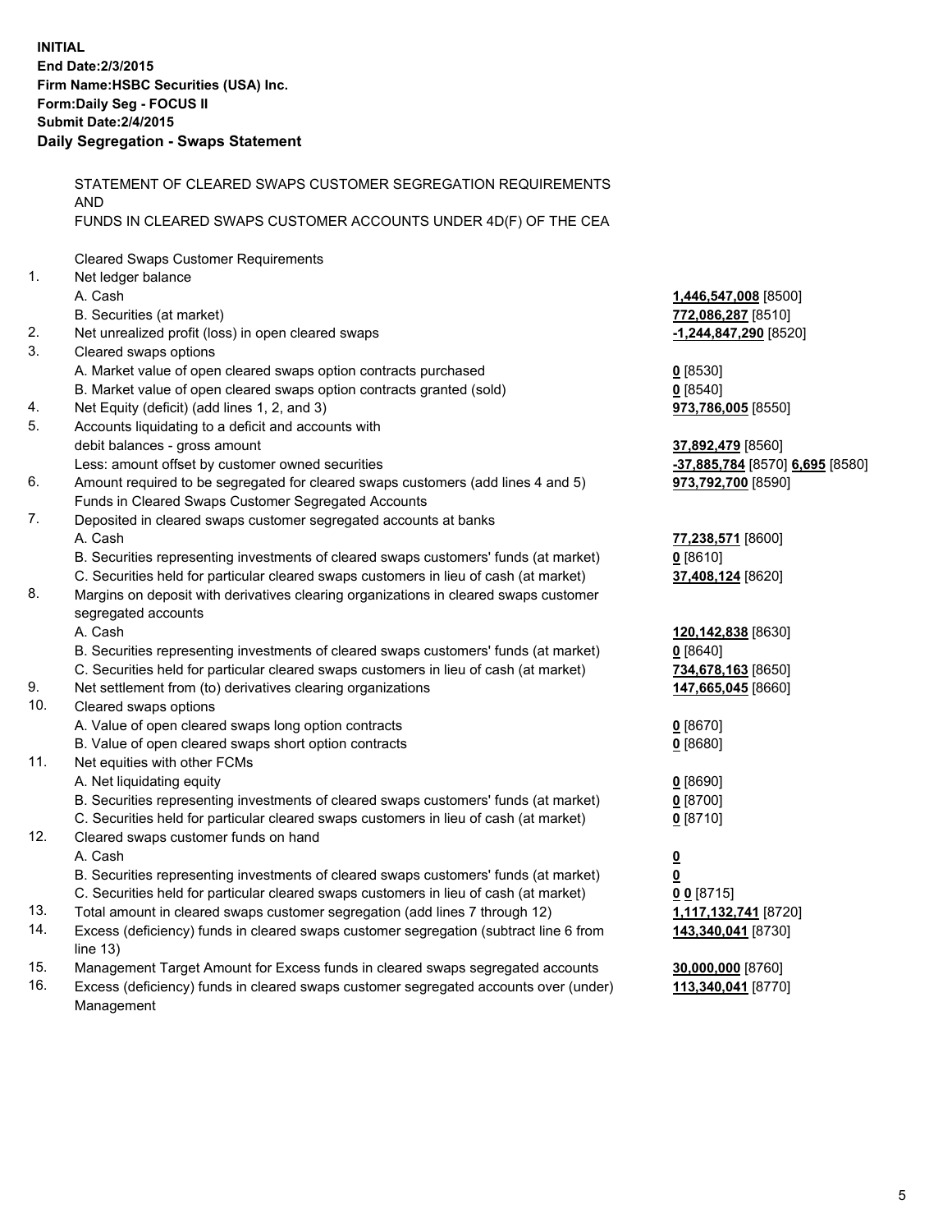**INITIAL**
**End Date:2/3/2015**
**Firm Name:HSBC Securities (USA) Inc.**
**Form:Daily Seg - FOCUS II**
**Submit Date:2/4/2015**
**Daily Segregation - Swaps Statement**

STATEMENT OF CLEARED SWAPS CUSTOMER SEGREGATION REQUIREMENTS AND FUNDS IN CLEARED SWAPS CUSTOMER ACCOUNTS UNDER 4D(F) OF THE CEA

| | | |
|---|---|---|
| | Cleared Swaps Customer Requirements | |
| 1. | Net ledger balance | |
| | A. Cash | **1,446,547,008** [8500] |
| | B. Securities (at market) | **772,086,287** [8510] |
| 2. | Net unrealized profit (loss) in open cleared swaps | **-1,244,847,290** [8520] |
| 3. | Cleared swaps options | |
| | A. Market value of open cleared swaps option contracts purchased | **0** [8530] |
| | B. Market value of open cleared swaps option contracts granted (sold) | **0** [8540] |
| 4. | Net Equity (deficit) (add lines 1, 2, and 3) | **973,786,005** [8550] |
| 5. | Accounts liquidating to a deficit and accounts with debit balances - gross amount | **37,892,479** [8560] |
| | Less: amount offset by customer owned securities | **-37,885,784** [8570] **6,695** [8580] |
| 6. | Amount required to be segregated for cleared swaps customers (add lines 4 and 5) | **973,792,700** [8590] |
| | Funds in Cleared Swaps Customer Segregated Accounts | |
| 7. | Deposited in cleared swaps customer segregated accounts at banks | |
| | A. Cash | **77,238,571** [8600] |
| | B. Securities representing investments of cleared swaps customers' funds (at market) | **0** [8610] |
| | C. Securities held for particular cleared swaps customers in lieu of cash (at market) | **37,408,124** [8620] |
| 8. | Margins on deposit with derivatives clearing organizations in cleared swaps customer segregated accounts | |
| | A. Cash | **120,142,838** [8630] |
| | B. Securities representing investments of cleared swaps customers' funds (at market) | **0** [8640] |
| | C. Securities held for particular cleared swaps customers in lieu of cash (at market) | **734,678,163** [8650] |
| 9. | Net settlement from (to) derivatives clearing organizations | **147,665,045** [8660] |
| 10. | Cleared swaps options | |
| | A. Value of open cleared swaps long option contracts | **0** [8670] |
| | B. Value of open cleared swaps short option contracts | **0** [8680] |
| 11. | Net equities with other FCMs | |
| | A. Net liquidating equity | **0** [8690] |
| | B. Securities representing investments of cleared swaps customers' funds (at market) | **0** [8700] |
| | C. Securities held for particular cleared swaps customers in lieu of cash (at market) | **0** [8710] |
| 12. | Cleared swaps customer funds on hand | |
| | A. Cash | **0** |
| | B. Securities representing investments of cleared swaps customers' funds (at market) | **0** |
| | C. Securities held for particular cleared swaps customers in lieu of cash (at market) | **0** **0** [8715] |
| 13. | Total amount in cleared swaps customer segregation (add lines 7 through 12) | **1,117,132,741** [8720] |
| 14. | Excess (deficiency) funds in cleared swaps customer segregation (subtract line 6 from line 13) | **143,340,041** [8730] |
| 15. | Management Target Amount for Excess funds in cleared swaps segregated accounts | **30,000,000** [8760] |
| 16. | Excess (deficiency) funds in cleared swaps customer segregated accounts over (under) Management | **113,340,041** [8770] |